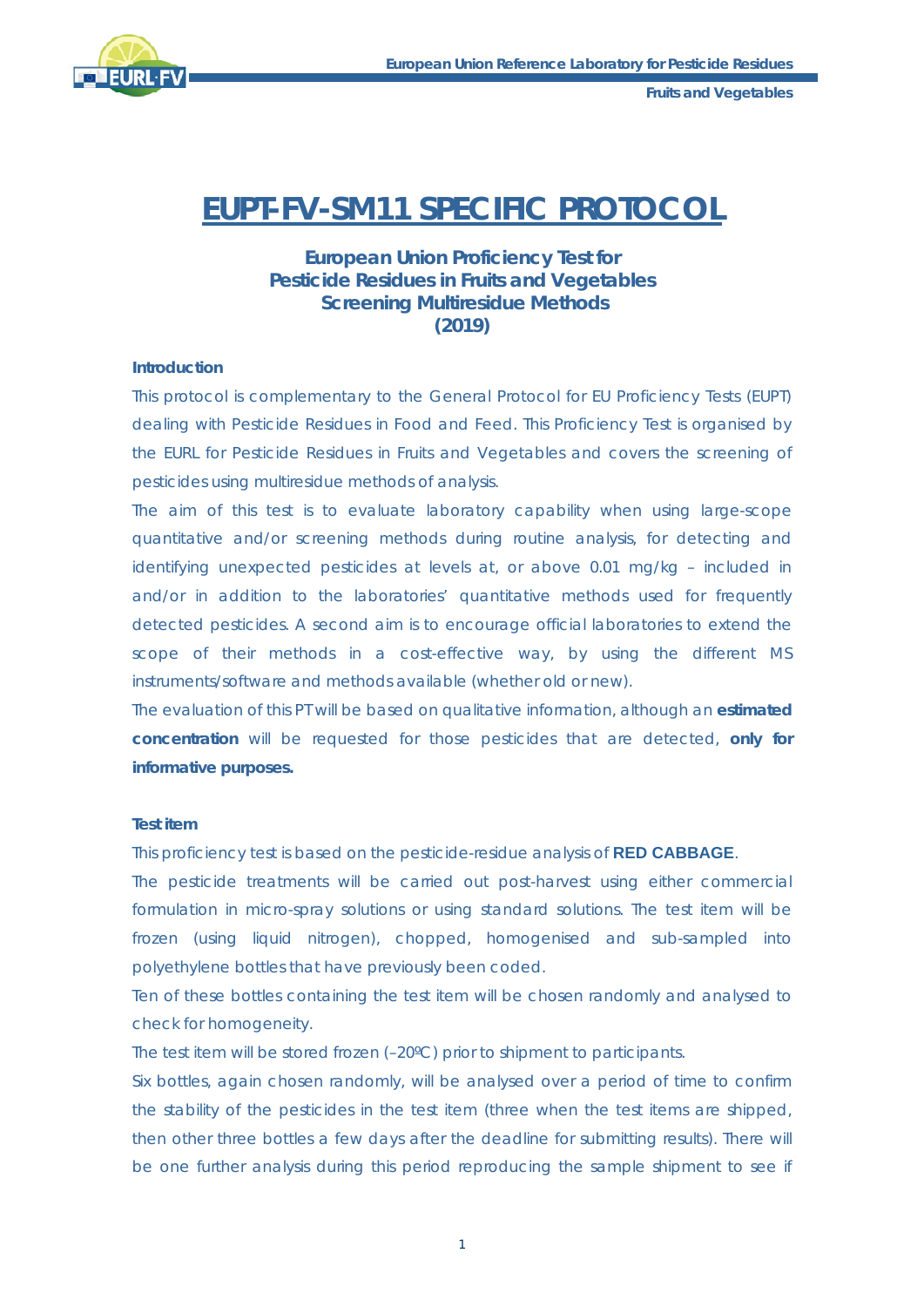# EUPT-FV-SM11 SPECIFIC PROTOCOL

**European Union Proficiency Test for Pesticide Residues in Fruits and Vegetables Screening Multiresidue Methods (2019)**

### Introduction

This protocol is complementary to the General Protocol for EU Proficiency Tests (EUPT) dealing with Pesticide Residues in Food and Feed. This Proficiency Test is organised by the EURL for Pesticide Residues in Fruits and Vegetables and covers the screening of pesticides using multiresidue methods of analysis.

The aim of this test is to evaluate laboratory capability when using large-scope quantitative and/or screening methods during routine analysis, for detecting and identifying unexpected pesticides at levels at, or above 0.01 mg/kg – included in and/or in addition to the laboratories' quantitative methods used for frequently detected pesticides. A second aim is to encourage official laboratories to extend the scope of their methods in a cost-effective way, by using the different MS instruments/software and methods available (whether old or new).

The evaluation of this PT will be based on qualitative information, although an **estimated concentration** will be requested for those pesticides that are detected, **only for informative purposes.**

### Test item

This proficiency test is based on the pesticide-residue analysis of **RED CABBAGE**.

The pesticide treatments will be carried out post-harvest using either commercial formulation in micro-spray solutions or using standard solutions. The test item will be frozen (using liquid nitrogen), chopped, homogenised and sub-sampled into polyethylene bottles that have previously been coded.

Ten of these bottles containing the test item will be chosen randomly and analysed to check for homogeneity.

The test item will be stored frozen (–20ºC) prior to shipment to participants.

Six bottles, again chosen randomly, will be analysed over a period of time to confirm the stability of the pesticides in the test item (three when the test items are shipped, then other three bottles a few days after the deadline for submitting results). There will be one further analysis during this period reproducing the sample shipment to see if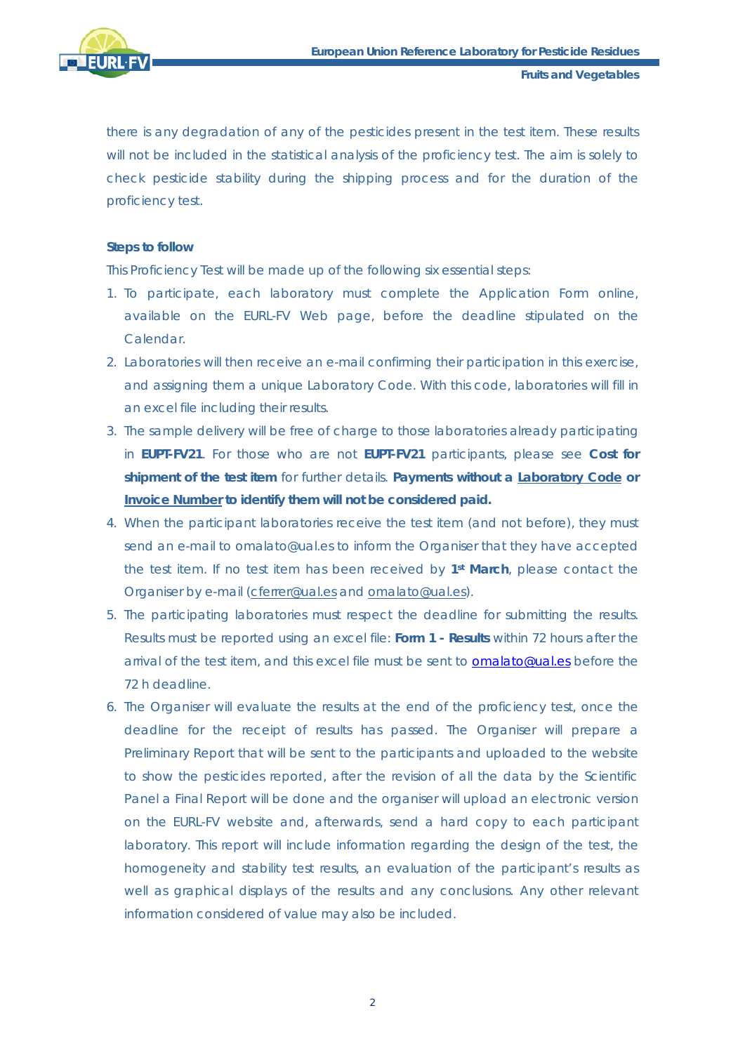there is any degradation of any of the pesticides present in the test item. These results will not be included in the statistical analysis of the proficiency test. The aim is solely to check pesticide stability during the shipping process and for the duration of the proficiency test.

**Steps to follow**

This Proficiency Test will be made up of the following six essential steps:

1. To participate, each laboratory must complete the Application Form online, available on the EURL-FV Web page, before the deadline stipulated on the Calendar.
2. Laboratories will then receive an e-mail confirming their participation in this exercise, and assigning them a unique Laboratory Code. With this code, laboratories will fill in an excel file including their results.
3. The sample delivery will be free of charge to those laboratories already participating in **EUPT-FV21**. For those who are not **EUPT-FV21** participants, please see **Cost for shipment of the test item** for further details. **Payments without a <u>Laboratory Code</u> or <u>Invoice Number</u> to identify them will not be considered paid.**
4. When the participant laboratories receive the test item (and not before), they must send an e-mail to omalato@ual.es to inform the Organiser that they have accepted the test item. If no test item has been received by **1st March**, please contact the Organiser by e-mail (cferrer@ual.es and omalato@ual.es).
5. The participating laboratories must respect the deadline for submitting the results. Results must be reported using an excel file: **Form 1 - Results** within 72 hours after the arrival of the test item, and this excel file must be sent to omalato@ual.es before the 72 h deadline.
6. The Organiser will evaluate the results at the end of the proficiency test, once the deadline for the receipt of results has passed. The Organiser will prepare a Preliminary Report that will be sent to the participants and uploaded to the website to show the pesticides reported, after the revision of all the data by the Scientific Panel a Final Report will be done and the organiser will upload an electronic version on the EURL-FV website and, afterwards, send a hard copy to each participant laboratory. This report will include information regarding the design of the test, the homogeneity and stability test results, an evaluation of the participant's results as well as graphical displays of the results and any conclusions. Any other relevant information considered of value may also be included.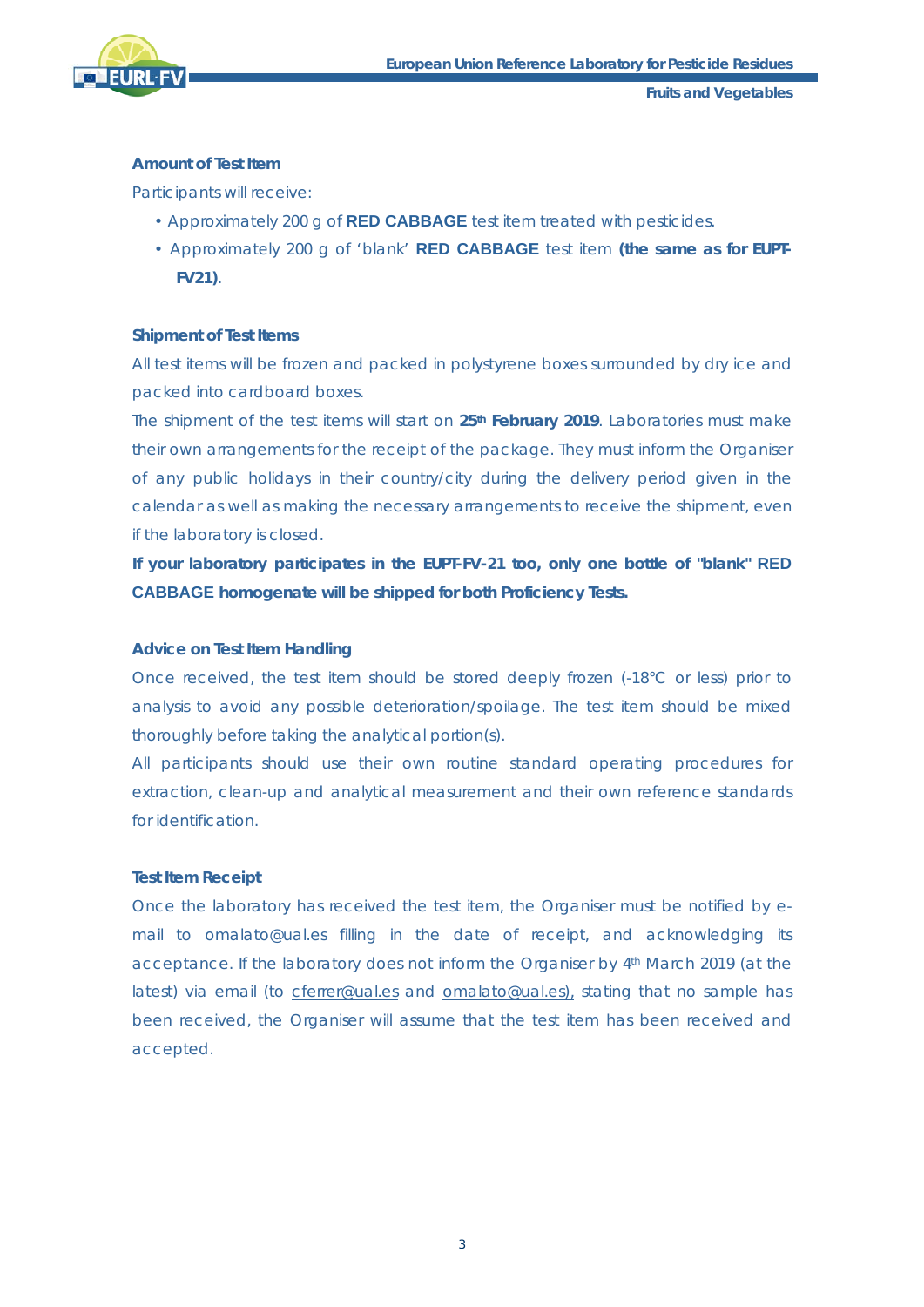### Amount of Test Item

Participants will receive:

- Approximately 200 g of **RED CABBAGE** test item treated with pesticides.
- Approximately 200 g of 'blank' **RED CABBAGE** test item **(the same as for EUPT-FV21)**.

### Shipment of Test Items

All test items will be frozen and packed in polystyrene boxes surrounded by dry ice and packed into cardboard boxes.

The shipment of the test items will start on **25th February 2019**. Laboratories must make their own arrangements for the receipt of the package. They must inform the Organiser of any public holidays in their country/city during the delivery period given in the calendar as well as making the necessary arrangements to receive the shipment, even if the laboratory is closed.

**If your laboratory participates in the EUPT-FV-21 too, only one bottle of "blank" RED CABBAGE homogenate will be shipped for both Proficiency Tests.**

### Advice on Test Item Handling

Once received, the test item should be stored deeply frozen (-18°C or less) prior to analysis to avoid any possible deterioration/spoilage. The test item should be mixed thoroughly before taking the analytical portion(s).

All participants should use their own routine standard operating procedures for extraction, clean-up and analytical measurement and their own reference standards for identification.

### Test Item Receipt

Once the laboratory has received the test item, the Organiser must be notified by e-mail to omalato@ual.es filling in the date of receipt, and acknowledging its acceptance. If the laboratory does not inform the Organiser by 4th March 2019 (at the latest) via email (to cferrer@ual.es and omalato@ual.es), stating that no sample has been received, the Organiser will assume that the test item has been received and accepted.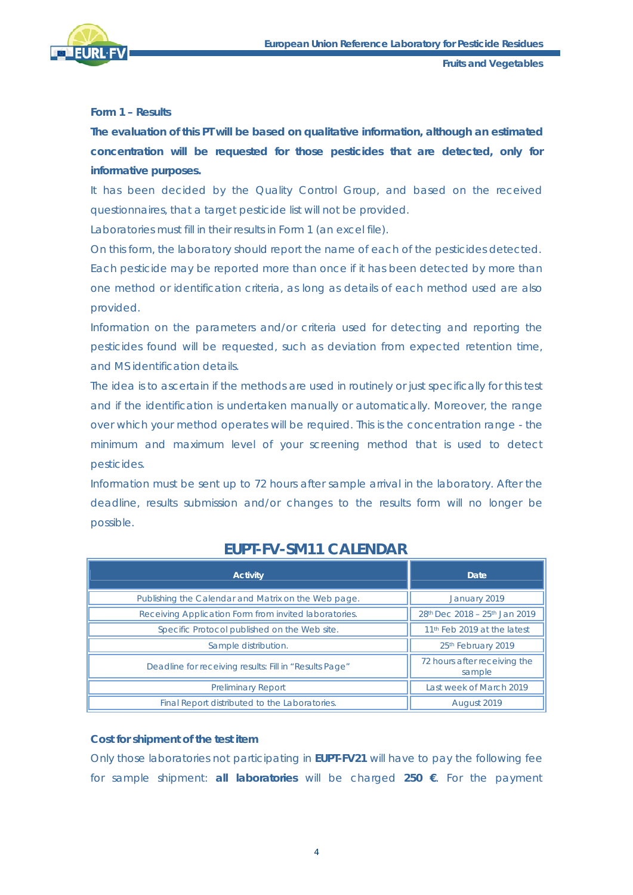**Form 1 – Results**

**The evaluation of this PT will be based on qualitative information, although an estimated concentration will be requested for those pesticides that are detected, only for informative purposes.**

It has been decided by the Quality Control Group, and based on the received questionnaires, that a target pesticide list will not be provided.

Laboratories must fill in their results in Form 1 (an excel file).

On this form, the laboratory should report the name of each of the pesticides detected. Each pesticide may be reported more than once if it has been detected by more than one method or identification criteria, as long as details of each method used are also provided.

Information on the parameters and/or criteria used for detecting and reporting the pesticides found will be requested, such as deviation from expected retention time, and MS identification details.

The idea is to ascertain if the methods are used in routinely or just specifically for this test and if the identification is undertaken manually or automatically. Moreover, the range over which your method operates will be required. This is the concentration range - the minimum and maximum level of your screening method that is used to detect pesticides.

Information must be sent up to 72 hours after sample arrival in the laboratory. After the deadline, results submission and/or changes to the results form will no longer be possible.

## EUPT-FV-SM11 CALENDAR

| Activity | Date |
|---|---|
| Publishing the Calendar and Matrix on the Web page. | January 2019 |
| Receiving Application Form from invited laboratories. | 28th Dec 2018 – 25th Jan 2019 |
| Specific Protocol published on the Web site. | 11th Feb 2019 at the latest |
| Sample distribution. | 25th February 2019 |
| Deadline for receiving results: Fill in "Results Page" | 72 hours after receiving the sample |
| Preliminary Report | Last week of March 2019 |
| Final Report distributed to the Laboratories. | August 2019 |

**Cost for shipment of the test item**

Only those laboratories not participating in **EUPT-FV21** will have to pay the following fee for sample shipment: **all laboratories** will be charged **250 €**. For the payment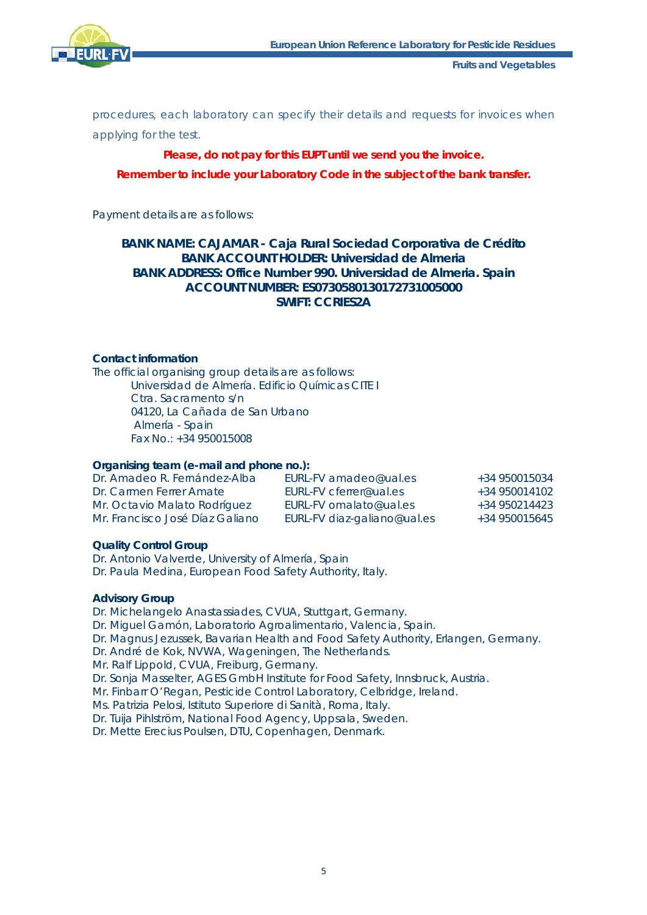procedures, each laboratory can specify their details and requests for invoices when applying for the test.

**Please, do not pay for this EUPT until we send you the invoice.**

**Remember to include your Laboratory Code in the subject of the bank transfer.**

Payment details are as follows:

**BANK NAME: CAJAMAR - Caja Rural Sociedad Corporativa de Crédito**
**BANK ACCOUNT HOLDER: Universidad de Almeria**
**BANK ADDRESS: Office Number 990. Universidad de Almeria. Spain**
**ACCOUNT NUMBER: ES0730580130172731005000**
**SWIFT: CCRIES2A**

**Contact information**

The official organising group details are as follows:

Universidad de Almería. Edificio Químicas CITE I
Ctra. Sacramento s/n
04120, La Cañada de San Urbano
Almería - Spain
Fax No.: +34 950015008

**Organising team (e-mail and phone no.):**

| | | |
|---|---|---|
| Dr. Amadeo R. Fernández-Alba | EURL-FV amadeo@ual.es | +34 950015034 |
| Dr. Carmen Ferrer Amate | EURL-FV cferrer@ual.es | +34 950014102 |
| Mr. Octavio Malato Rodríguez | EURL-FV omalato@ual.es | +34 950214423 |
| Mr. Francisco José Díaz Galiano | EURL-FV diaz-galiano@ual.es | +34 950015645 |

**Quality Control Group**

Dr. Antonio Valverde, University of Almería, Spain
Dr. Paula Medina, European Food Safety Authority, Italy.

**Advisory Group**

Dr. Michelangelo Anastassiades, CVUA, Stuttgart, Germany.
Dr. Miguel Gamón, Laboratorio Agroalimentario, Valencia, Spain.
Dr. Magnus Jezussek, Bavarian Health and Food Safety Authority, Erlangen, Germany.
Dr. André de Kok, NVWA, Wageningen, The Netherlands.
Mr. Ralf Lippold, CVUA, Freiburg, Germany.
Dr. Sonja Masselter, AGES GmbH Institute for Food Safety, Innsbruck, Austria.
Mr. Finbarr O'Regan, Pesticide Control Laboratory, Celbridge, Ireland.
Ms. Patrizia Pelosi, Istituto Superiore di Sanità, Roma, Italy.
Dr. Tuija Pihlström, National Food Agency, Uppsala, Sweden.
Dr. Mette Erecius Poulsen, DTU, Copenhagen, Denmark.